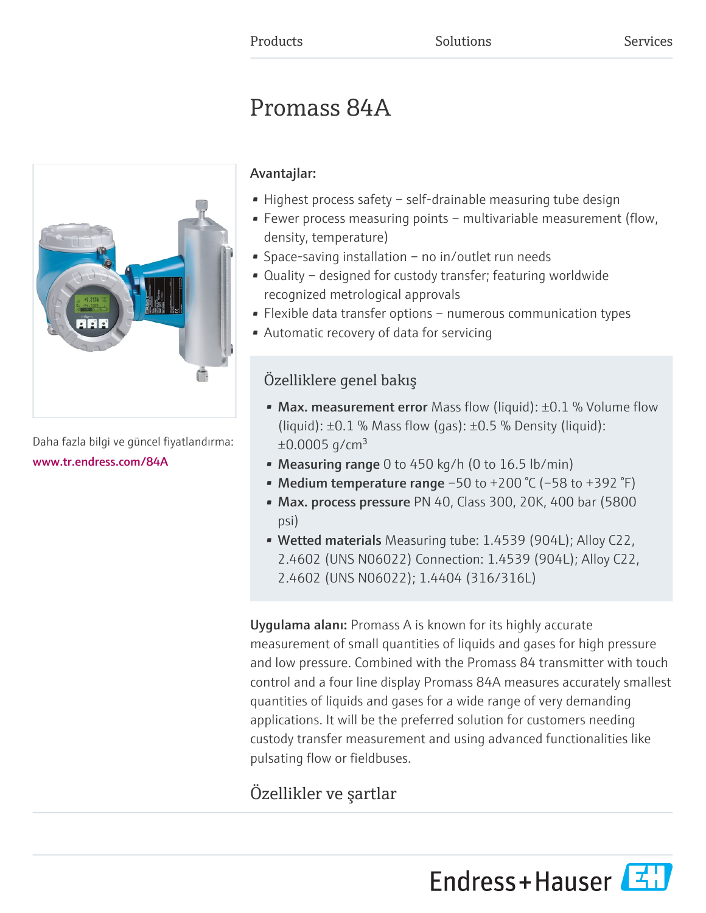Products Solutions Services

# Promass 84A

Daha fazla bilgi ve güncel fiyatlandırma:

www.tr.endress.com/84A

**Avantajlar:**

- Highest process safety – self-drainable measuring tube design
- Fewer process measuring points – multivariable measurement (flow, density, temperature)
- Space-saving installation – no in/outlet run needs
- Quality – designed for custody transfer; featuring worldwide recognized metrological approvals
- Flexible data transfer options – numerous communication types
- Automatic recovery of data for servicing

## Özelliklere genel bakış

- **Max. measurement error** Mass flow (liquid): ±0.1 % Volume flow (liquid): ±0.1 % Mass flow (gas): ±0.5 % Density (liquid): ±0.0005 g/cm³
- **Measuring range** 0 to 450 kg/h (0 to 16.5 lb/min)
- **Medium temperature range** −50 to +200 °C (−58 to +392 °F)
- **Max. process pressure** PN 40, Class 300, 20K, 400 bar (5800 psi)
- **Wetted materials** Measuring tube: 1.4539 (904L); Alloy C22, 2.4602 (UNS N06022) Connection: 1.4539 (904L); Alloy C22, 2.4602 (UNS N06022); 1.4404 (316/316L)

**Uygulama alanı:** Promass A is known for its highly accurate measurement of small quantities of liquids and gases for high pressure and low pressure. Combined with the Promass 84 transmitter with touch control and a four line display Promass 84A measures accurately smallest quantities of liquids and gases for a wide range of very demanding applications. It will be the preferred solution for customers needing custody transfer measurement and using advanced functionalities like pulsating flow or fieldbuses.

## Özellikler ve şartlar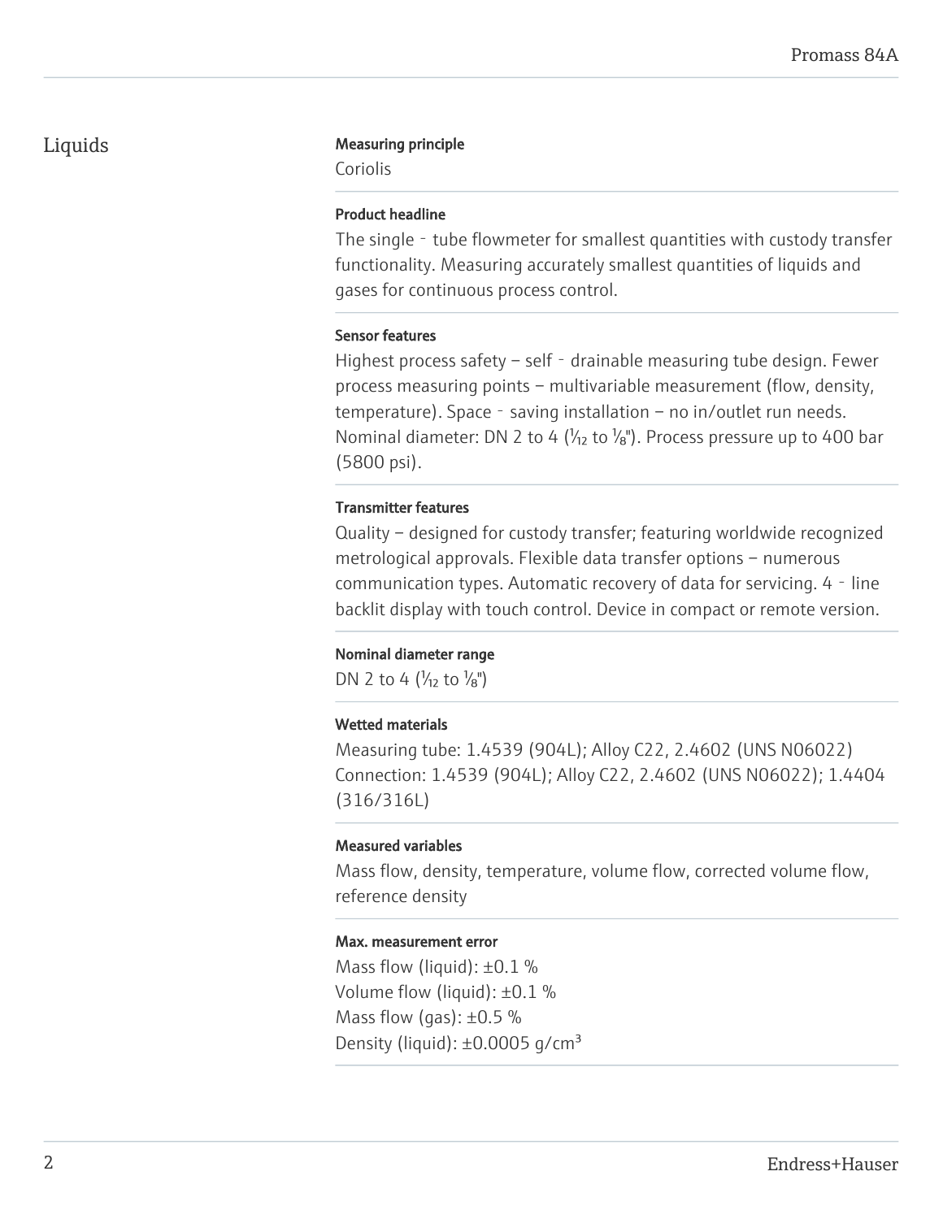## Liquids

### Measuring principle

Coriolis

### Product headline

The single‐tube flowmeter for smallest quantities with custody transfer functionality. Measuring accurately smallest quantities of liquids and gases for continuous process control.

### Sensor features

Highest process safety – self‐drainable measuring tube design. Fewer process measuring points – multivariable measurement (flow, density, temperature). Space‐saving installation – no in/outlet run needs. Nominal diameter: DN 2 to 4 (1⁄12 to 1⁄8"). Process pressure up to 400 bar (5800 psi).

### Transmitter features

Quality – designed for custody transfer; featuring worldwide recognized metrological approvals. Flexible data transfer options – numerous communication types. Automatic recovery of data for servicing. 4‐line backlit display with touch control. Device in compact or remote version.

### Nominal diameter range

DN 2 to 4 (1⁄12 to 1⁄8")

### Wetted materials

Measuring tube: 1.4539 (904L); Alloy C22, 2.4602 (UNS N06022)
Connection: 1.4539 (904L); Alloy C22, 2.4602 (UNS N06022); 1.4404 (316/316L)

### Measured variables

Mass flow, density, temperature, volume flow, corrected volume flow, reference density

### Max. measurement error

Mass flow (liquid): ±0.1 %
Volume flow (liquid): ±0.1 %
Mass flow (gas): ±0.5 %
Density (liquid): ±0.0005 g/cm³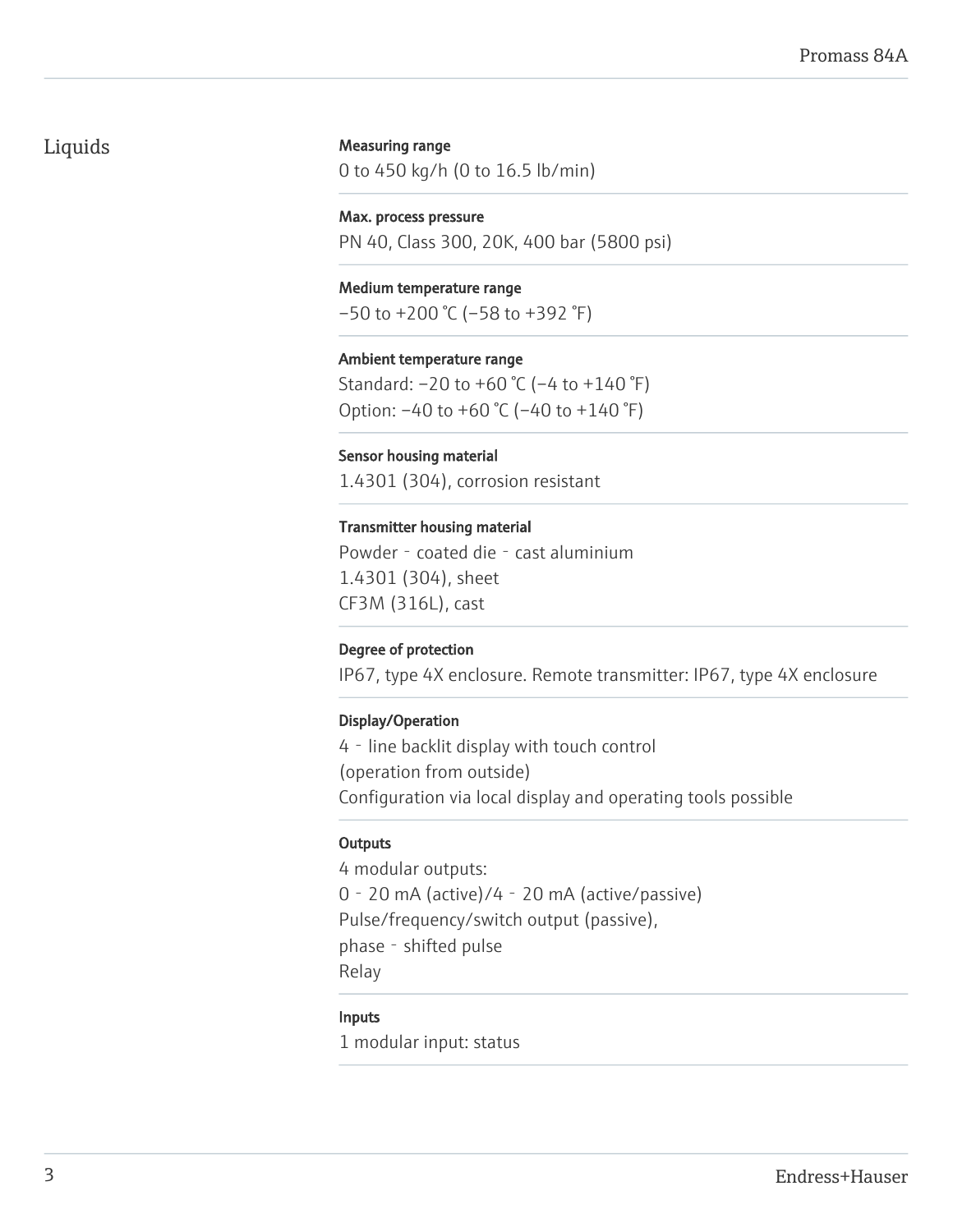## Liquids

**Measuring range**

0 to 450 kg/h (0 to 16.5 lb/min)

**Max. process pressure**

PN 40, Class 300, 20K, 400 bar (5800 psi)

**Medium temperature range**

–50 to +200 °C (–58 to +392 °F)

**Ambient temperature range**

Standard: –20 to +60 °C (–4 to +140 °F)
Option: –40 to +60 °C (–40 to +140 °F)

**Sensor housing material**

1.4301 (304), corrosion resistant

**Transmitter housing material**

Powder‐coated die‐cast aluminium
1.4301 (304), sheet
CF3M (316L), cast

**Degree of protection**

IP67, type 4X enclosure. Remote transmitter: IP67, type 4X enclosure

**Display/Operation**

4‐line backlit display with touch control
(operation from outside)
Configuration via local display and operating tools possible

**Outputs**

4 modular outputs:
0‐20 mA (active)/4‐20 mA (active/passive)
Pulse/frequency/switch output (passive),
phase‐shifted pulse
Relay

**Inputs**

1 modular input: status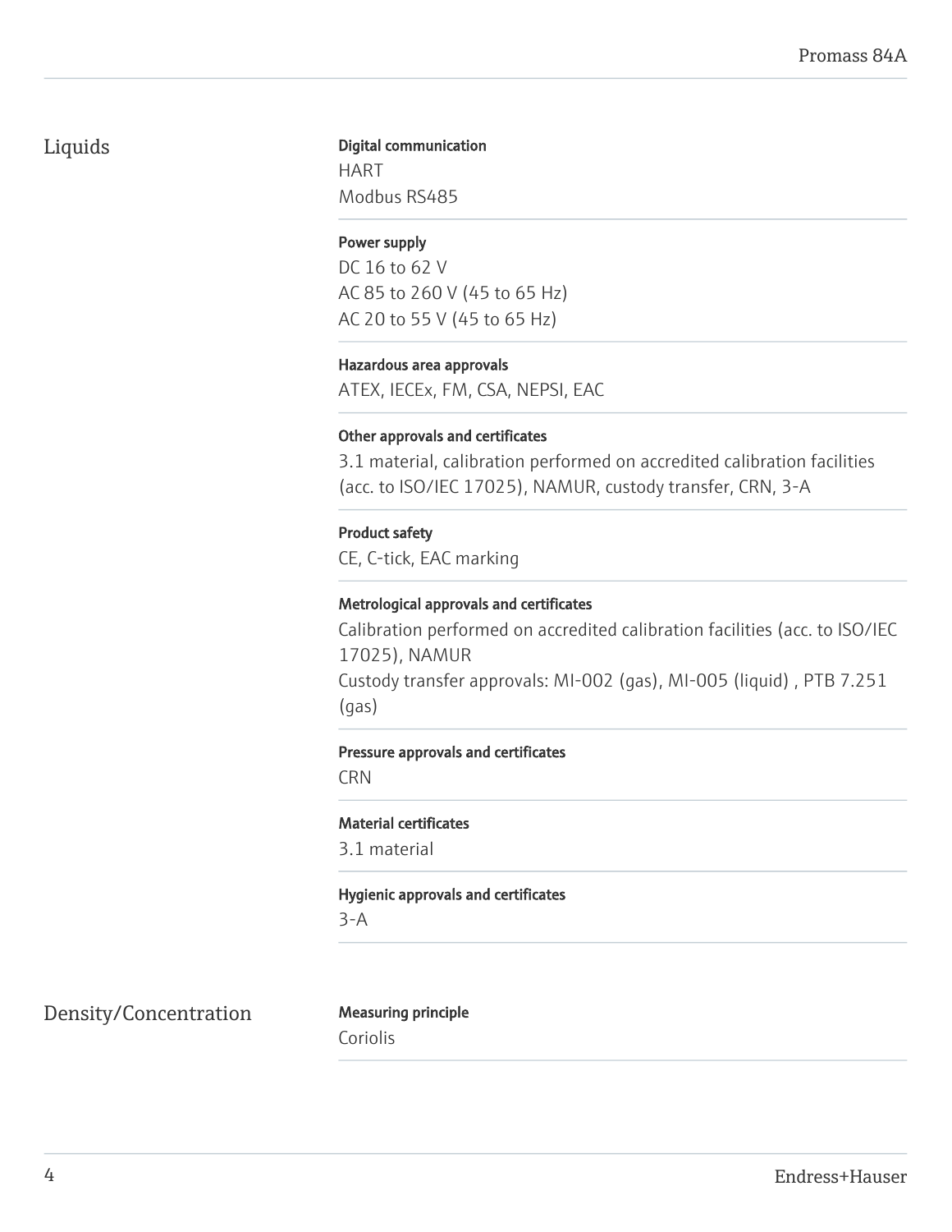## Liquids

**Digital communication**
HART
Modbus RS485

**Power supply**
DC 16 to 62 V
AC 85 to 260 V (45 to 65 Hz)
AC 20 to 55 V (45 to 65 Hz)

**Hazardous area approvals**
ATEX, IECEx, FM, CSA, NEPSI, EAC

**Other approvals and certificates**
3.1 material, calibration performed on accredited calibration facilities (acc. to ISO/IEC 17025), NAMUR, custody transfer, CRN, 3-A

**Product safety**
CE, C-tick, EAC marking

**Metrological approvals and certificates**
Calibration performed on accredited calibration facilities (acc. to ISO/IEC 17025), NAMUR
Custody transfer approvals: MI-002 (gas), MI-005 (liquid) , PTB 7.251 (gas)

**Pressure approvals and certificates**
CRN

**Material certificates**
3.1 material

**Hygienic approvals and certificates**
3-A

## Density/Concentration

**Measuring principle**
Coriolis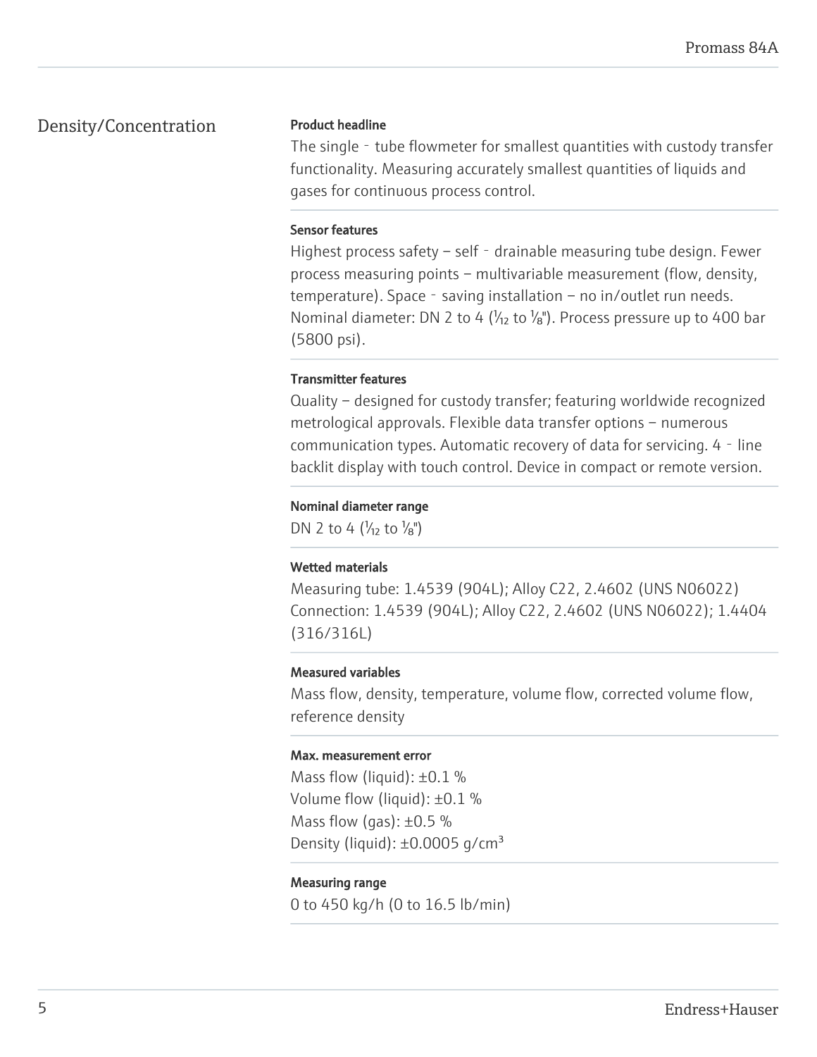## Density/Concentration

**Product headline**

The single‐tube flowmeter for smallest quantities with custody transfer functionality. Measuring accurately smallest quantities of liquids and gases for continuous process control.

**Sensor features**

Highest process safety – self‐drainable measuring tube design. Fewer process measuring points – multivariable measurement (flow, density, temperature). Space‐saving installation – no in/outlet run needs. Nominal diameter: DN 2 to 4 (1⁄12 to 1⁄8"). Process pressure up to 400 bar (5800 psi).

**Transmitter features**

Quality – designed for custody transfer; featuring worldwide recognized metrological approvals. Flexible data transfer options – numerous communication types. Automatic recovery of data for servicing. 4‐line backlit display with touch control. Device in compact or remote version.

**Nominal diameter range**

DN 2 to 4 (1⁄12 to 1⁄8")

**Wetted materials**

Measuring tube: 1.4539 (904L); Alloy C22, 2.4602 (UNS N06022)
Connection: 1.4539 (904L); Alloy C22, 2.4602 (UNS N06022); 1.4404 (316/316L)

**Measured variables**

Mass flow, density, temperature, volume flow, corrected volume flow, reference density

**Max. measurement error**

Mass flow (liquid): ±0.1 %
Volume flow (liquid): ±0.1 %
Mass flow (gas): ±0.5 %
Density (liquid): ±0.0005 $g/cm^3$

**Measuring range**

0 to 450 kg/h (0 to 16.5 lb/min)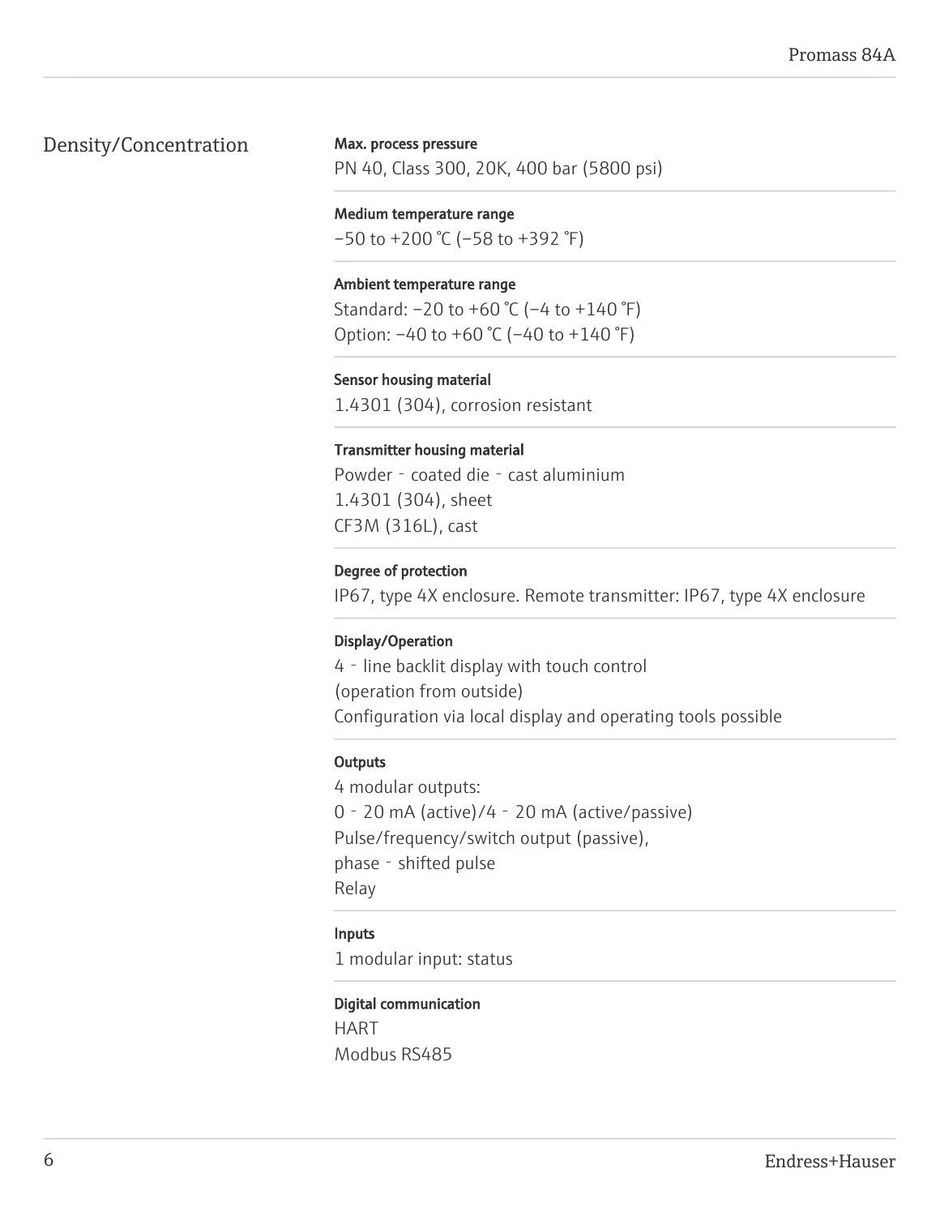## Density/Concentration

**Max. process pressure**

PN 40, Class 300, 20K, 400 bar (5800 psi)

**Medium temperature range**

−50 to +200 °C (−58 to +392 °F)

**Ambient temperature range**

Standard: −20 to +60 °C (−4 to +140 °F)
Option: −40 to +60 °C (−40 to +140 °F)

**Sensor housing material**

1.4301 (304), corrosion resistant

**Transmitter housing material**

Powder‐coated die‐cast aluminium
1.4301 (304), sheet
CF3M (316L), cast

**Degree of protection**

IP67, type 4X enclosure. Remote transmitter: IP67, type 4X enclosure

**Display/Operation**

4‐line backlit display with touch control
(operation from outside)
Configuration via local display and operating tools possible

**Outputs**

4 modular outputs:
0‐20 mA (active)/4‐20 mA (active/passive)
Pulse/frequency/switch output (passive),
phase‐shifted pulse
Relay

**Inputs**

1 modular input: status

**Digital communication**

HART
Modbus RS485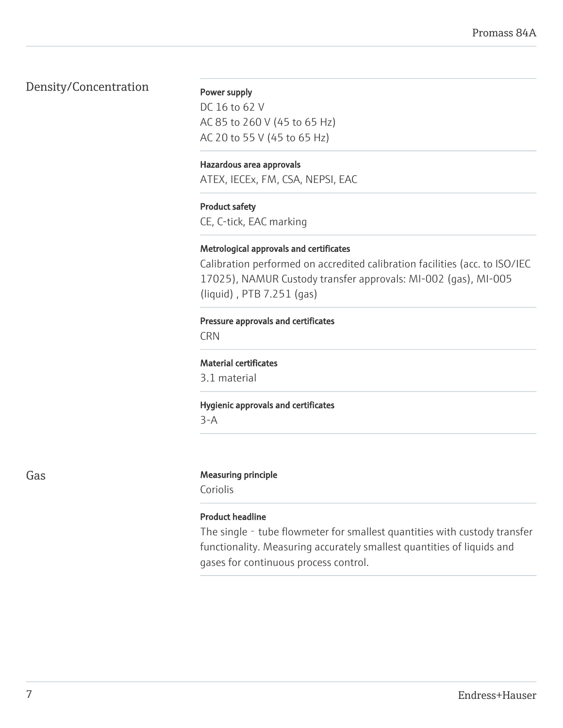## Density/Concentration

**Power supply**

DC 16 to 62 V
AC 85 to 260 V (45 to 65 Hz)
AC 20 to 55 V (45 to 65 Hz)

**Hazardous area approvals**

ATEX, IECEx, FM, CSA, NEPSI, EAC

**Product safety**

CE, C-tick, EAC marking

**Metrological approvals and certificates**

Calibration performed on accredited calibration facilities (acc. to ISO/IEC 17025), NAMUR Custody transfer approvals: MI-002 (gas), MI-005 (liquid) , PTB 7.251 (gas)

**Pressure approvals and certificates**

CRN

**Material certificates**

3.1 material

**Hygienic approvals and certificates**

3-A

## Gas

**Measuring principle**

Coriolis

**Product headline**

The single - tube flowmeter for smallest quantities with custody transfer functionality. Measuring accurately smallest quantities of liquids and gases for continuous process control.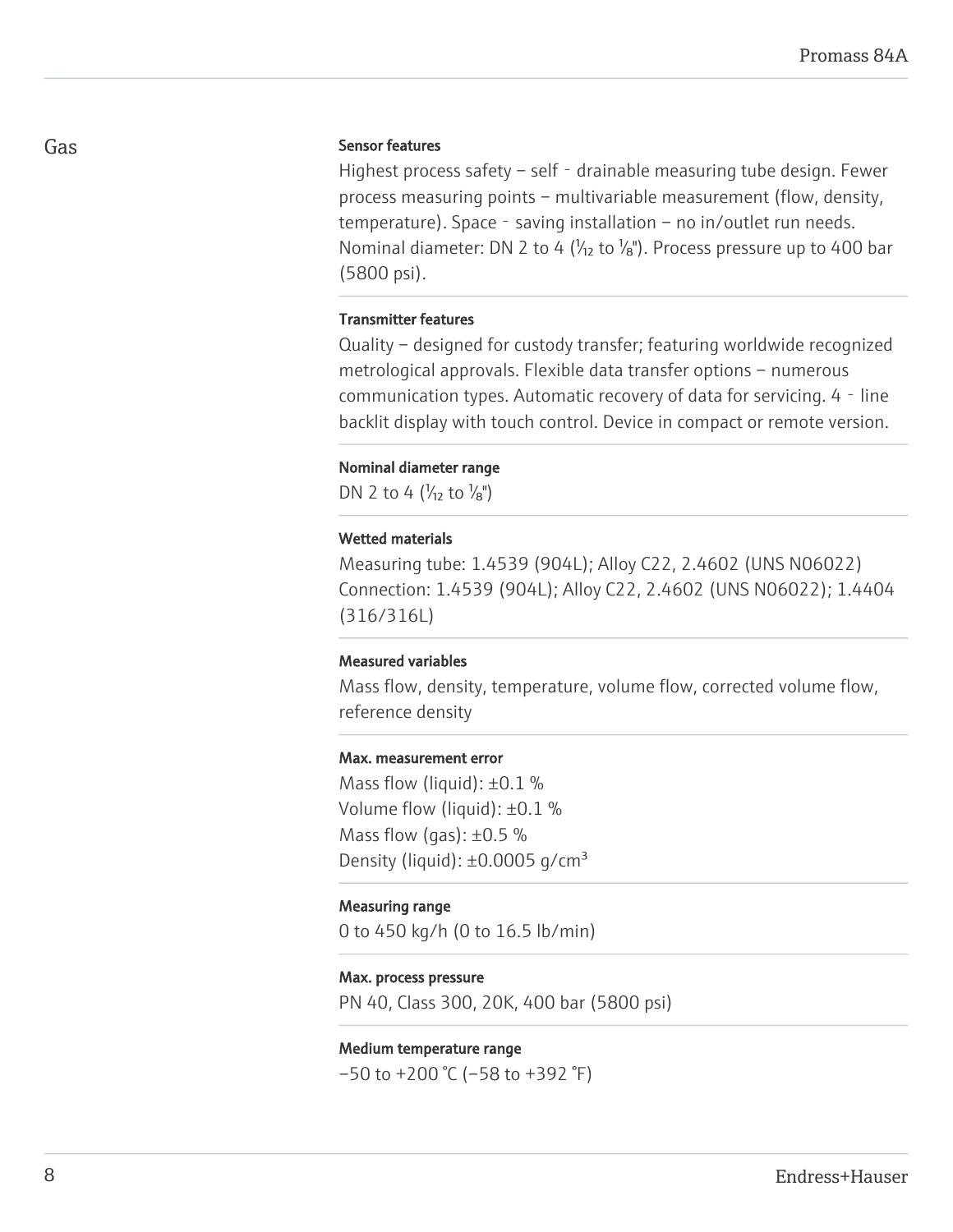## Gas

#### Sensor features

Highest process safety – self‐drainable measuring tube design. Fewer process measuring points – multivariable measurement (flow, density, temperature). Space‐saving installation – no in/outlet run needs. Nominal diameter: DN 2 to 4 (1⁄12 to 1⁄8"). Process pressure up to 400 bar (5800 psi).

#### Transmitter features

Quality – designed for custody transfer; featuring worldwide recognized metrological approvals. Flexible data transfer options – numerous communication types. Automatic recovery of data for servicing. 4‐line backlit display with touch control. Device in compact or remote version.

#### Nominal diameter range

DN 2 to 4 (1⁄12 to 1⁄8")

#### Wetted materials

Measuring tube: 1.4539 (904L); Alloy C22, 2.4602 (UNS N06022)
Connection: 1.4539 (904L); Alloy C22, 2.4602 (UNS N06022); 1.4404 (316/316L)

#### Measured variables

Mass flow, density, temperature, volume flow, corrected volume flow, reference density

#### Max. measurement error

Mass flow (liquid): ±0.1 %
Volume flow (liquid): ±0.1 %
Mass flow (gas): ±0.5 %
Density (liquid): ±0.0005 g/cm³

#### Measuring range

0 to 450 kg/h (0 to 16.5 lb/min)

#### Max. process pressure

PN 40, Class 300, 20K, 400 bar (5800 psi)

#### Medium temperature range

–50 to +200 °C (–58 to +392 °F)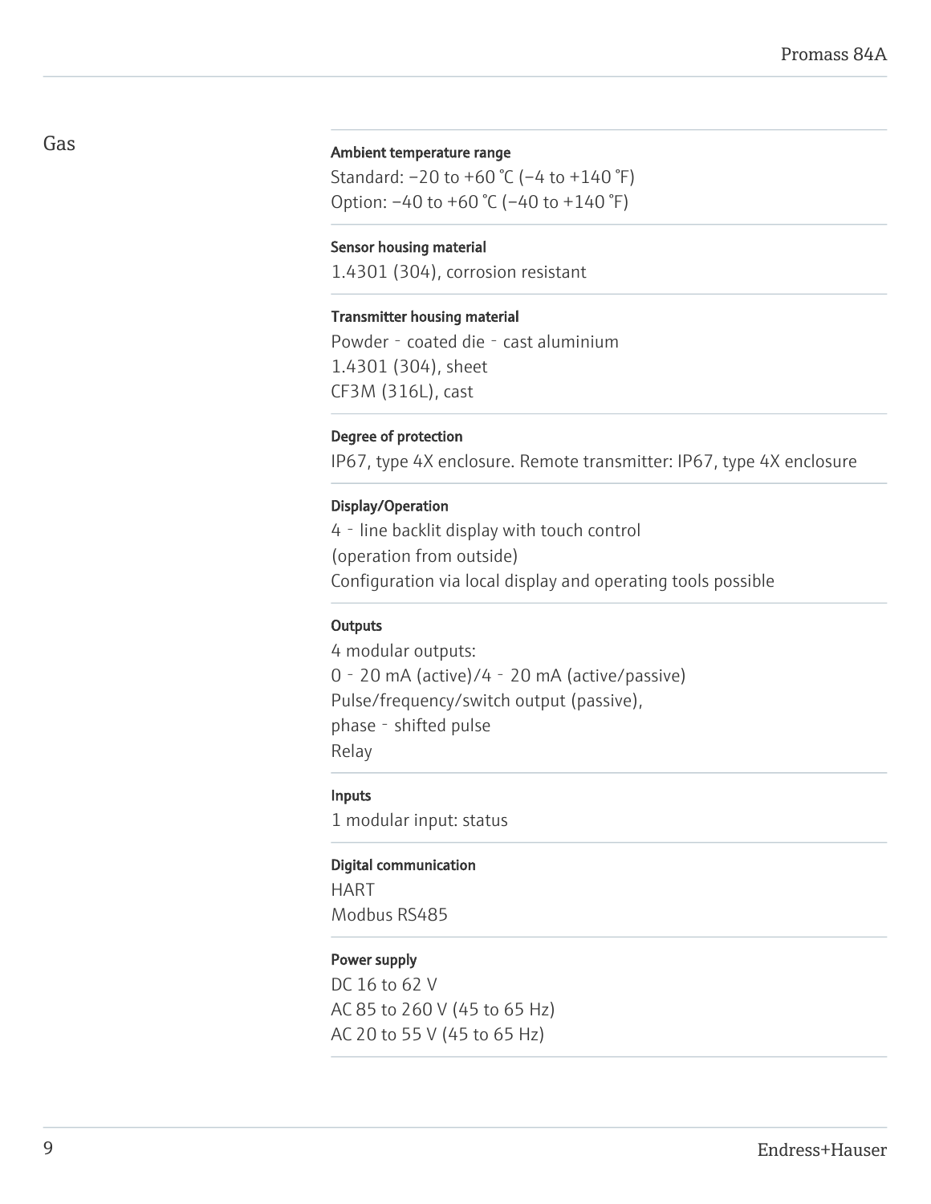## Gas

**Ambient temperature range**

Standard: −20 to +60 °C (−4 to +140 °F)
Option: −40 to +60 °C (−40 to +140 °F)

**Sensor housing material**

1.4301 (304), corrosion resistant

**Transmitter housing material**

Powder‐coated die‐cast aluminium
1.4301 (304), sheet
CF3M (316L), cast

**Degree of protection**

IP67, type 4X enclosure. Remote transmitter: IP67, type 4X enclosure

**Display/Operation**

4‐line backlit display with touch control
(operation from outside)
Configuration via local display and operating tools possible

**Outputs**

4 modular outputs:
0‐20 mA (active)/4‐20 mA (active/passive)
Pulse/frequency/switch output (passive),
phase‐shifted pulse
Relay

**Inputs**

1 modular input: status

**Digital communication**

HART
Modbus RS485

**Power supply**

DC 16 to 62 V
AC 85 to 260 V (45 to 65 Hz)
AC 20 to 55 V (45 to 65 Hz)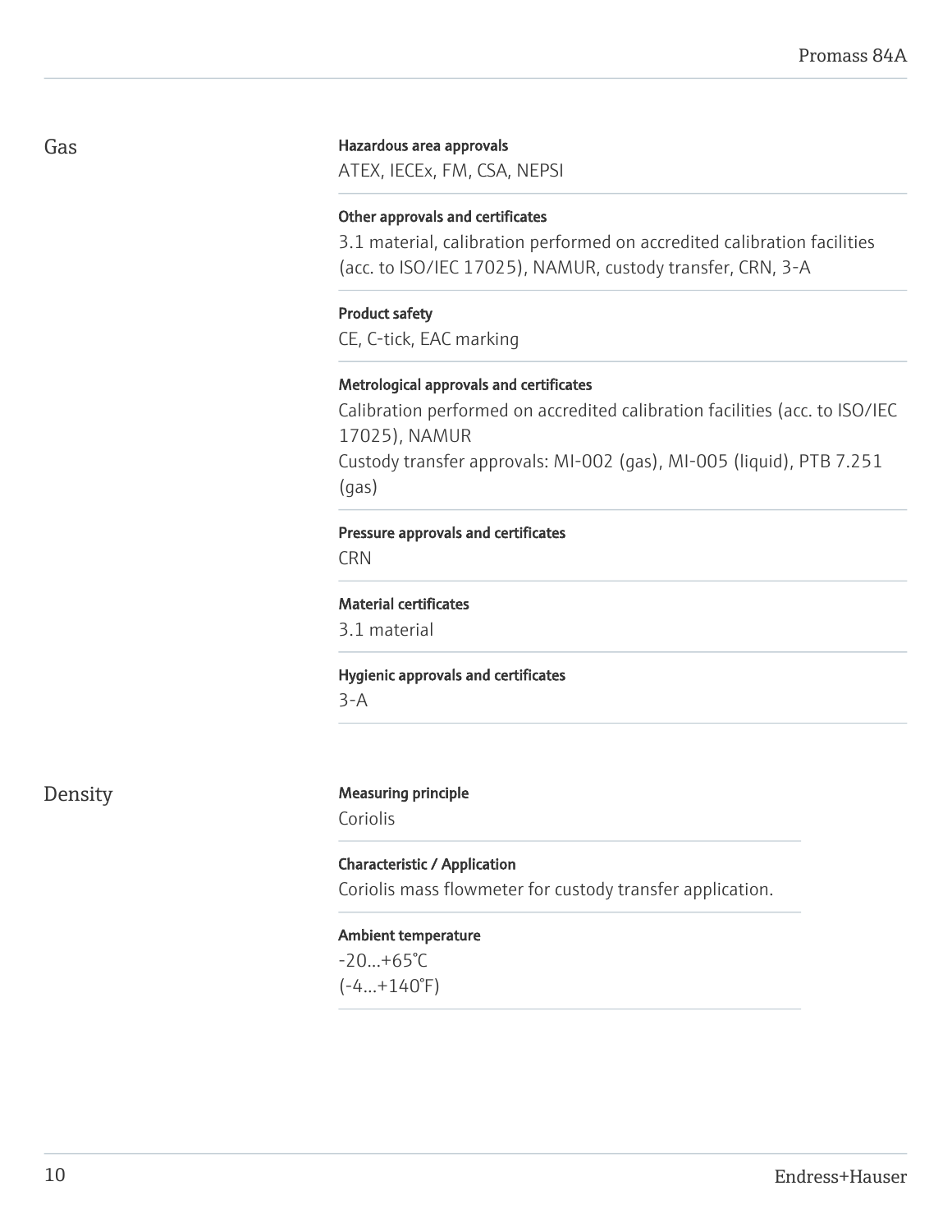## Gas

**Hazardous area approvals**

ATEX, IECEx, FM, CSA, NEPSI

**Other approvals and certificates**

3.1 material, calibration performed on accredited calibration facilities (acc. to ISO/IEC 17025), NAMUR, custody transfer, CRN, 3-A

**Product safety**

CE, C-tick, EAC marking

**Metrological approvals and certificates**

Calibration performed on accredited calibration facilities (acc. to ISO/IEC 17025), NAMUR
Custody transfer approvals: MI-002 (gas), MI-005 (liquid), PTB 7.251 (gas)

**Pressure approvals and certificates**

CRN

**Material certificates**

3.1 material

**Hygienic approvals and certificates**

3-A

## Density

**Measuring principle**

Coriolis

**Characteristic / Application**

Coriolis mass flowmeter for custody transfer application.

**Ambient temperature**

-20...+65°C
(-4...+140°F)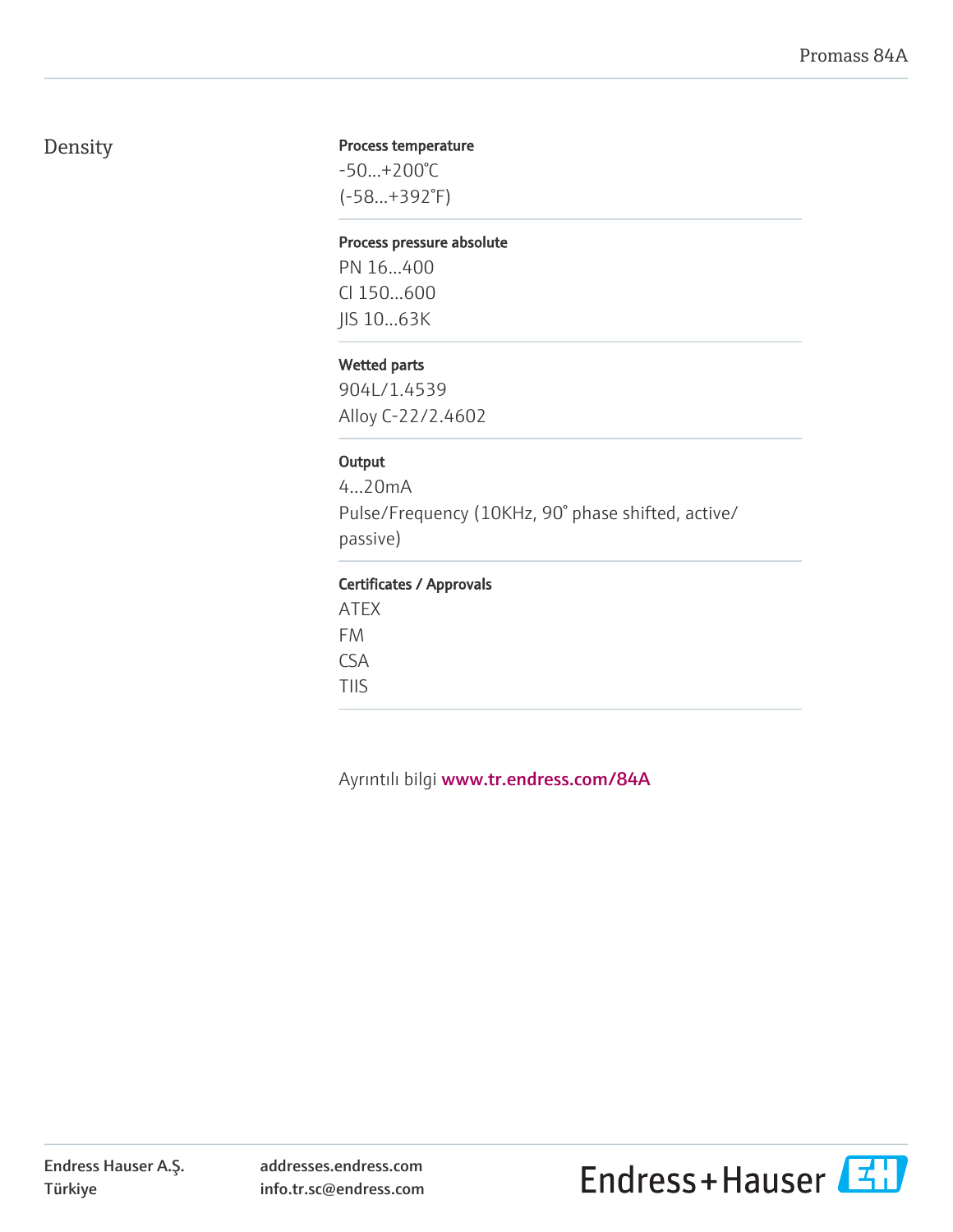## Density

**Process temperature**

-50...+200°C
(-58...+392°F)

**Process pressure absolute**

PN 16...400
Cl 150...600
JIS 10...63K

**Wetted parts**

904L/1.4539
Alloy C-22/2.4602

**Output**

4...20mA
Pulse/Frequency (10KHz, 90° phase shifted, active/passive)

**Certificates / Approvals**

ATEX
FM
CSA
TIIS

Ayrıntılı bilgi www.tr.endress.com/84A

Endress Hauser A.Ş.
Türkiye

addresses.endress.com
info.tr.sc@endress.com